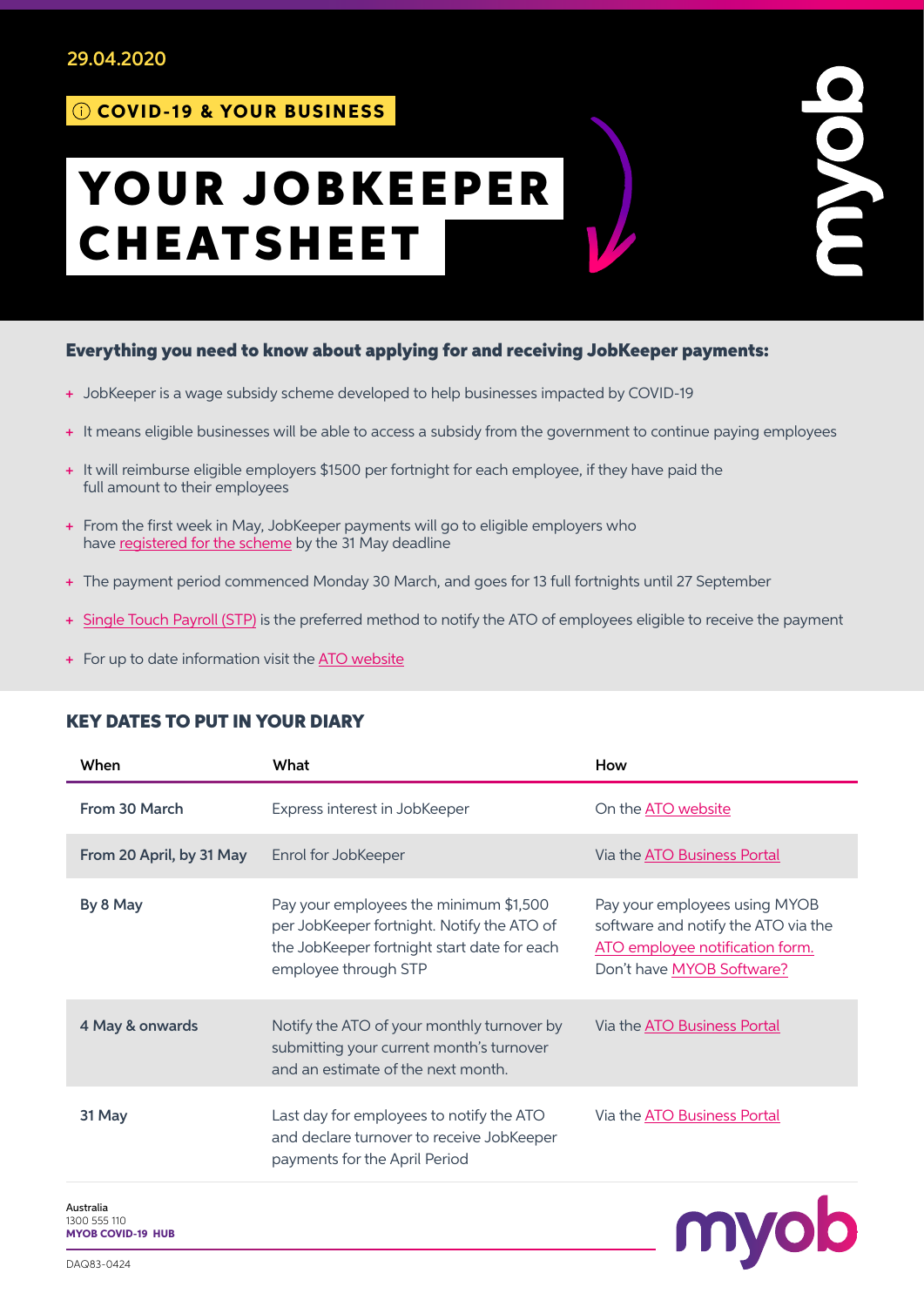29.04.2020

ⓘ COVID-19 & YOUR BUSINESS

# YOUR JOBKEEPER CHEATSHEET

**Everything you need to know about applying for and receiving JobKeeper payments:**

- JobKeeper is a wage subsidy scheme developed to help businesses impacted by COVID-19
- It means eligible businesses will be able to access a subsidy from the government to continue paying employees
- It will reimburse eligible employers $1500 per fortnight for each employee, if they have paid the full amount to their employees
- From the first week in May, JobKeeper payments will go to eligible employers who have registered for the scheme by the 31 May deadline
- The payment period commenced Monday 30 March, and goes for 13 full fortnights until 27 September
- Single Touch Payroll (STP) is the preferred method to notify the ATO of employees eligible to receive the payment
- For up to date information visit the ATO website

## KEY DATES TO PUT IN YOUR DIARY

| When | What | How |
|---|---|---|
| From 30 March | Express interest in JobKeeper | On the ATO website |
| From 20 April, by 31 May | Enrol for JobKeeper | Via the ATO Business Portal |
| By 8 May | Pay your employees the minimum $1,500 per JobKeeper fortnight. Notify the ATO of the JobKeeper fortnight start date for each employee through STP | Pay your employees using MYOB software and notify the ATO via the ATO employee notification form. Don't have MYOB Software? |
| 4 May & onwards | Notify the ATO of your monthly turnover by submitting your current month's turnover and an estimate of the next month. | Via the ATO Business Portal |
| 31 May | Last day for employees to notify the ATO and declare turnover to receive JobKeeper payments for the April Period | Via the ATO Business Portal |

Australia
1300 555 110
**MYOB COVID-19 HUB**

DAQ83-0424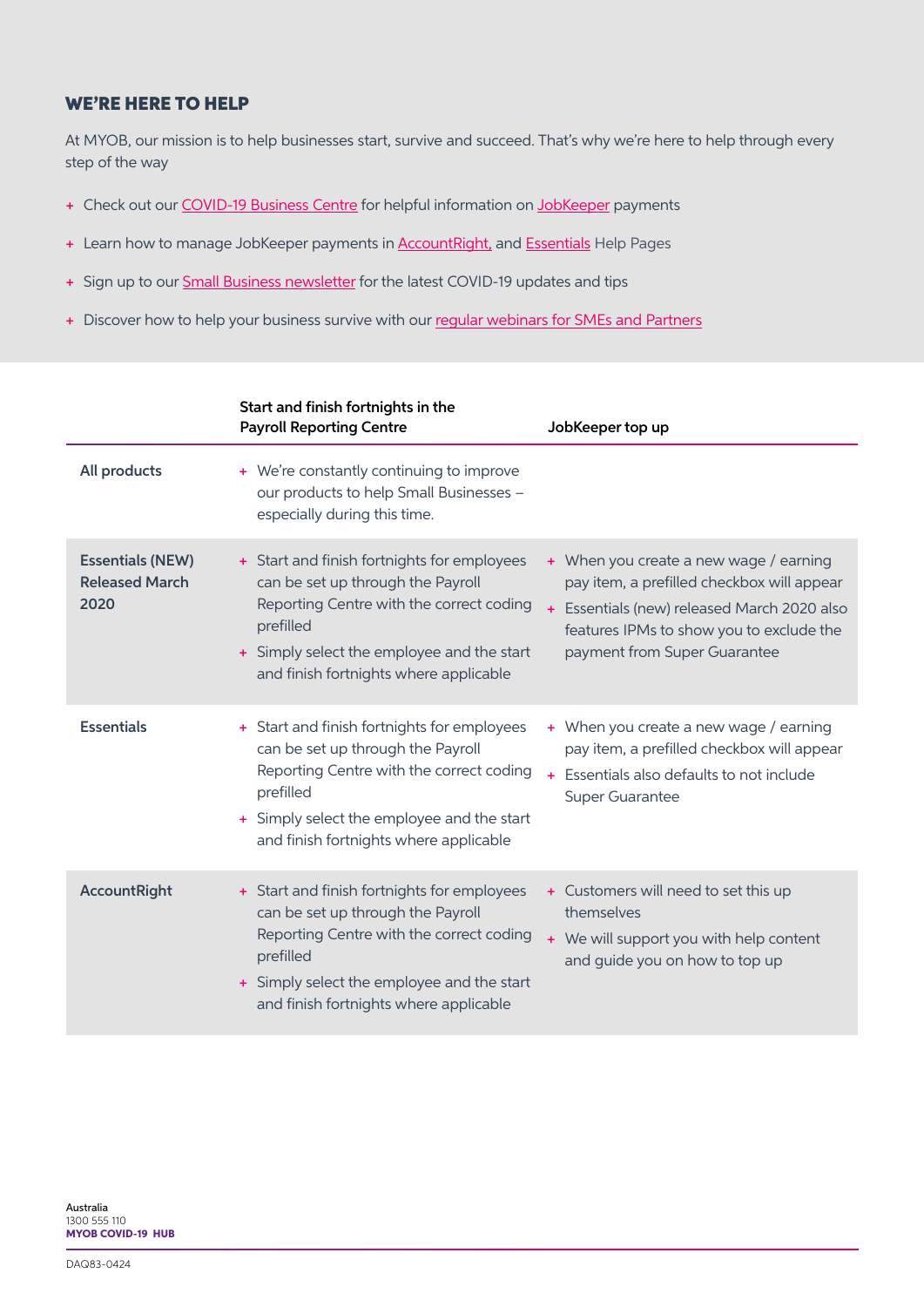## WE'RE HERE TO HELP

At MYOB, our mission is to help businesses start, survive and succeed. That's why we're here to help through every step of the way

- Check out our COVID-19 Business Centre for helpful information on JobKeeper payments
- Learn how to manage JobKeeper payments in AccountRight, and Essentials Help Pages
- Sign up to our Small Business newsletter for the latest COVID-19 updates and tips
- Discover how to help your business survive with our regular webinars for SMEs and Partners

| | Start and finish fortnights in the Payroll Reporting Centre | JobKeeper top up |
|---|---|---|
| **All products** | + We're constantly continuing to improve our products to help Small Businesses – especially during this time. | |
| **Essentials (NEW) Released March 2020** | + Start and finish fortnights for employees can be set up through the Payroll Reporting Centre with the correct coding prefilled<br>+ Simply select the employee and the start and finish fortnights where applicable | + When you create a new wage / earning pay item, a prefilled checkbox will appear<br>+ Essentials (new) released March 2020 also features IPMs to show you to exclude the payment from Super Guarantee |
| **Essentials** | + Start and finish fortnights for employees can be set up through the Payroll Reporting Centre with the correct coding prefilled<br>+ Simply select the employee and the start and finish fortnights where applicable | + When you create a new wage / earning pay item, a prefilled checkbox will appear<br>+ Essentials also defaults to not include Super Guarantee |
| **AccountRight** | + Start and finish fortnights for employees can be set up through the Payroll Reporting Centre with the correct coding prefilled<br>+ Simply select the employee and the start and finish fortnights where applicable | + Customers will need to set this up themselves<br>+ We will support you with help content and guide you on how to top up |

Australia
1300 555 110
**MYOB COVID-19 HUB**

DAQ83-0424